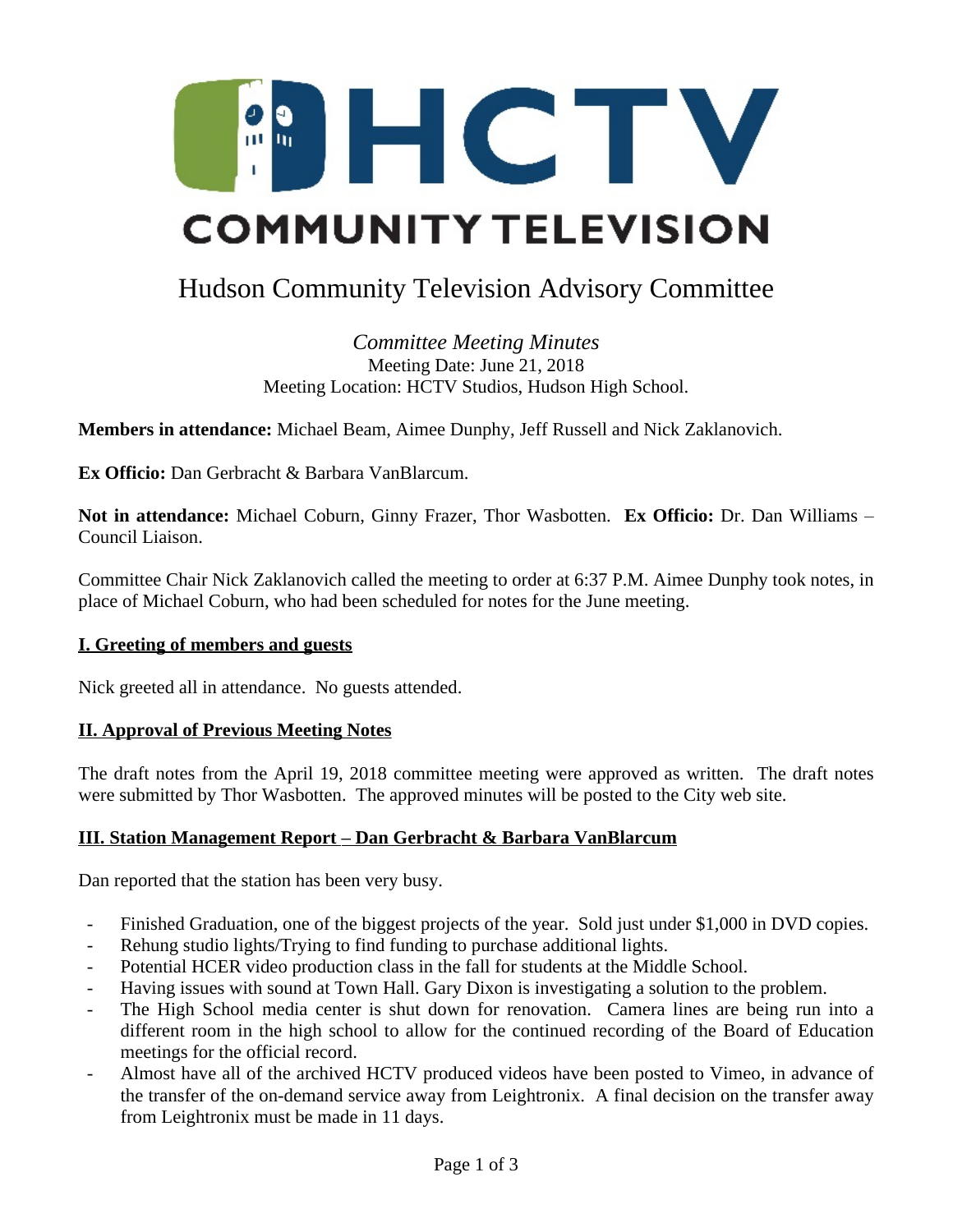# HCTV COMMUNITY TELEVISION

## Hudson Community Television Advisory Committee

*Committee Meeting Minutes*
Meeting Date: June 21, 2018
Meeting Location: HCTV Studios, Hudson High School.

**Members in attendance:** Michael Beam, Aimee Dunphy, Jeff Russell and Nick Zaklanovich.

**Ex Officio:** Dan Gerbracht & Barbara VanBlarcum.

**Not in attendance:** Michael Coburn, Ginny Frazer, Thor Wasbotten. **Ex Officio:** Dr. Dan Williams – Council Liaison.

Committee Chair Nick Zaklanovich called the meeting to order at 6:37 P.M. Aimee Dunphy took notes, in place of Michael Coburn, who had been scheduled for notes for the June meeting.

### I. Greeting of members and guests

Nick greeted all in attendance. No guests attended.

### II. Approval of Previous Meeting Notes

The draft notes from the April 19, 2018 committee meeting were approved as written. The draft notes were submitted by Thor Wasbotten. The approved minutes will be posted to the City web site.

### III. Station Management Report – Dan Gerbracht & Barbara VanBlarcum

Dan reported that the station has been very busy.

- Finished Graduation, one of the biggest projects of the year. Sold just under $1,000 in DVD copies.
- Rehung studio lights/Trying to find funding to purchase additional lights.
- Potential HCER video production class in the fall for students at the Middle School.
- Having issues with sound at Town Hall. Gary Dixon is investigating a solution to the problem.
- The High School media center is shut down for renovation. Camera lines are being run into a different room in the high school to allow for the continued recording of the Board of Education meetings for the official record.
- Almost have all of the archived HCTV produced videos have been posted to Vimeo, in advance of the transfer of the on-demand service away from Leightronix. A final decision on the transfer away from Leightronix must be made in 11 days.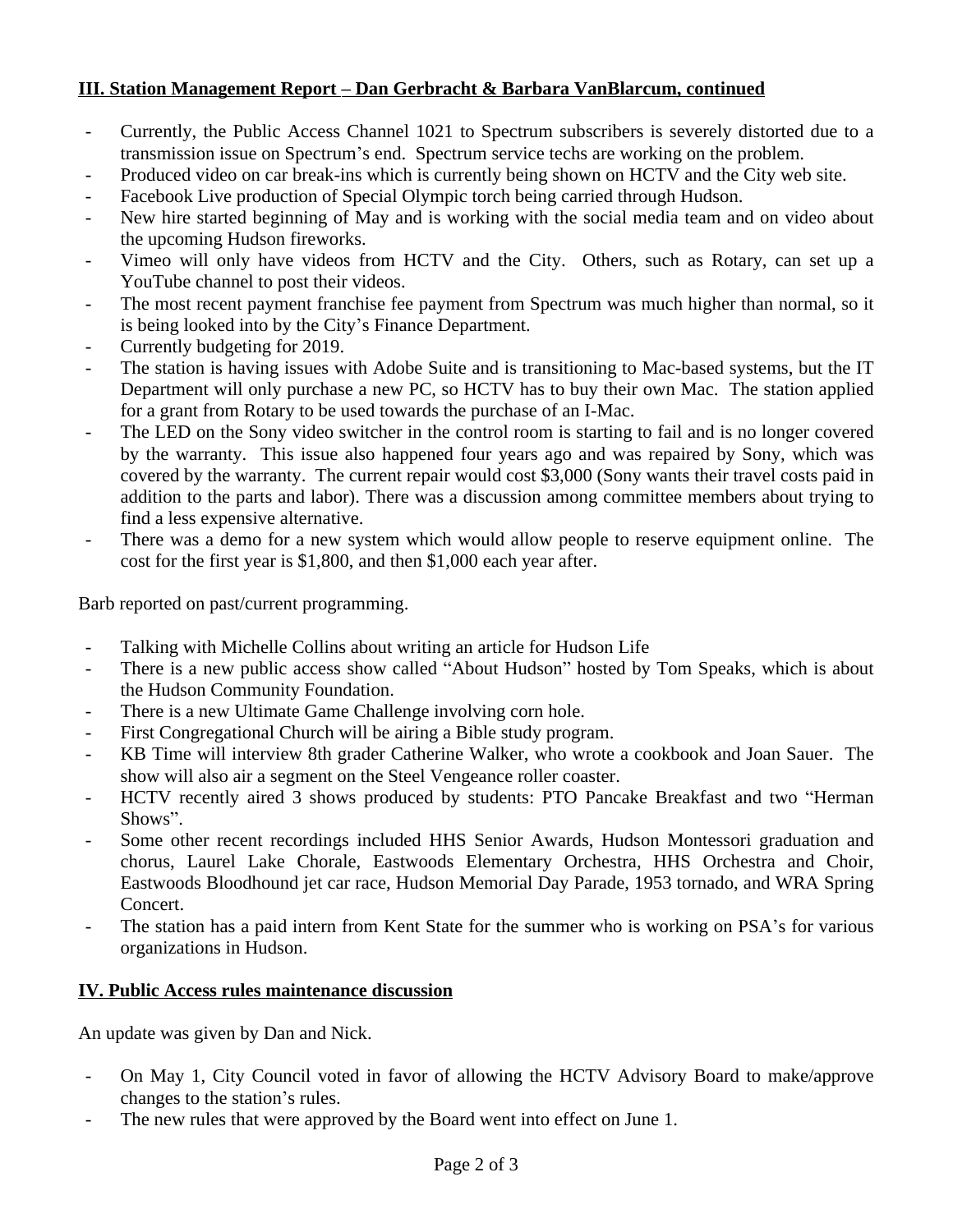## III. Station Management Report – Dan Gerbracht & Barbara VanBlarcum, continued

- Currently, the Public Access Channel 1021 to Spectrum subscribers is severely distorted due to a transmission issue on Spectrum's end. Spectrum service techs are working on the problem.
- Produced video on car break-ins which is currently being shown on HCTV and the City web site.
- Facebook Live production of Special Olympic torch being carried through Hudson.
- New hire started beginning of May and is working with the social media team and on video about the upcoming Hudson fireworks.
- Vimeo will only have videos from HCTV and the City. Others, such as Rotary, can set up a YouTube channel to post their videos.
- The most recent payment franchise fee payment from Spectrum was much higher than normal, so it is being looked into by the City's Finance Department.
- Currently budgeting for 2019.
- The station is having issues with Adobe Suite and is transitioning to Mac-based systems, but the IT Department will only purchase a new PC, so HCTV has to buy their own Mac. The station applied for a grant from Rotary to be used towards the purchase of an I-Mac.
- The LED on the Sony video switcher in the control room is starting to fail and is no longer covered by the warranty. This issue also happened four years ago and was repaired by Sony, which was covered by the warranty. The current repair would cost $3,000 (Sony wants their travel costs paid in addition to the parts and labor). There was a discussion among committee members about trying to find a less expensive alternative.
- There was a demo for a new system which would allow people to reserve equipment online. The cost for the first year is $1,800, and then $1,000 each year after.

Barb reported on past/current programming.

- Talking with Michelle Collins about writing an article for Hudson Life
- There is a new public access show called "About Hudson" hosted by Tom Speaks, which is about the Hudson Community Foundation.
- There is a new Ultimate Game Challenge involving corn hole.
- First Congregational Church will be airing a Bible study program.
- KB Time will interview 8th grader Catherine Walker, who wrote a cookbook and Joan Sauer. The show will also air a segment on the Steel Vengeance roller coaster.
- HCTV recently aired 3 shows produced by students: PTO Pancake Breakfast and two "Herman Shows".
- Some other recent recordings included HHS Senior Awards, Hudson Montessori graduation and chorus, Laurel Lake Chorale, Eastwoods Elementary Orchestra, HHS Orchestra and Choir, Eastwoods Bloodhound jet car race, Hudson Memorial Day Parade, 1953 tornado, and WRA Spring Concert.
- The station has a paid intern from Kent State for the summer who is working on PSA's for various organizations in Hudson.

## IV. Public Access rules maintenance discussion

An update was given by Dan and Nick.

- On May 1, City Council voted in favor of allowing the HCTV Advisory Board to make/approve changes to the station's rules.
- The new rules that were approved by the Board went into effect on June 1.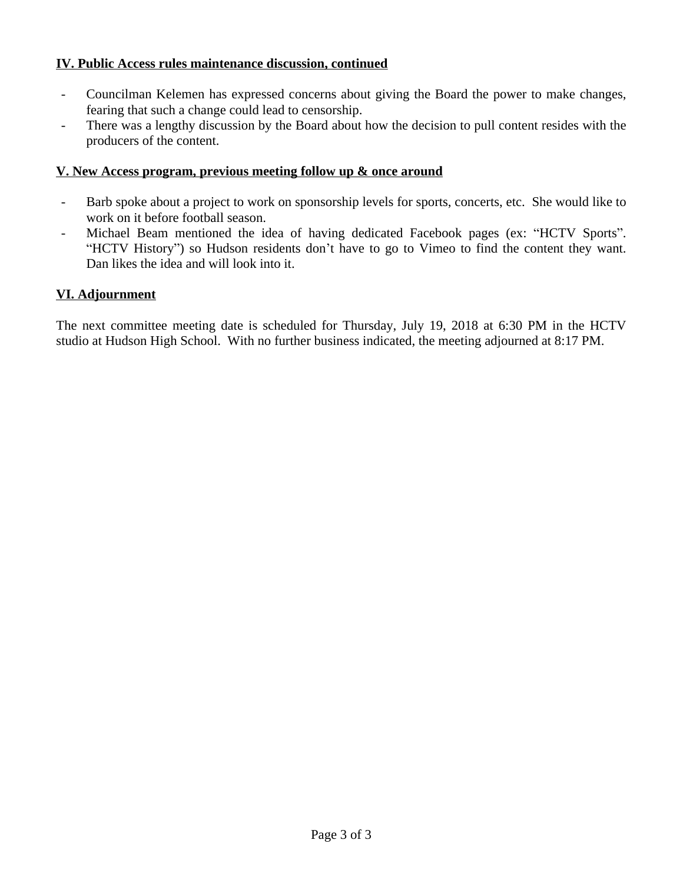## IV. Public Access rules maintenance discussion, continued

- Councilman Kelemen has expressed concerns about giving the Board the power to make changes, fearing that such a change could lead to censorship.
- There was a lengthy discussion by the Board about how the decision to pull content resides with the producers of the content.

## V. New Access program, previous meeting follow up & once around

- Barb spoke about a project to work on sponsorship levels for sports, concerts, etc. She would like to work on it before football season.
- Michael Beam mentioned the idea of having dedicated Facebook pages (ex: "HCTV Sports". "HCTV History") so Hudson residents don't have to go to Vimeo to find the content they want. Dan likes the idea and will look into it.

## VI. Adjournment

The next committee meeting date is scheduled for Thursday, July 19, 2018 at 6:30 PM in the HCTV studio at Hudson High School. With no further business indicated, the meeting adjourned at 8:17 PM.